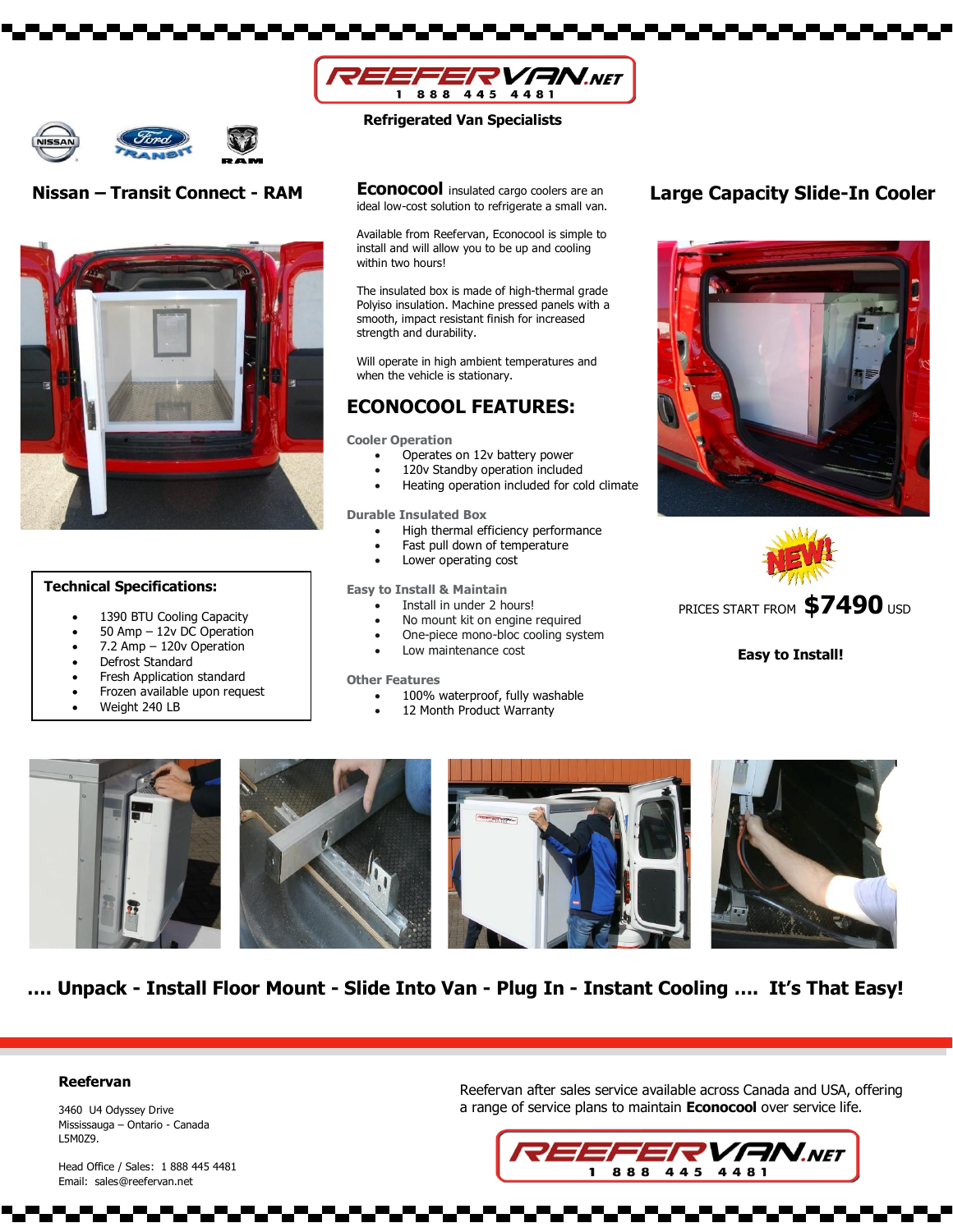REEFERVAN.NET
1 888 445 4481

**Refrigerated Van Specialists**

## Nissan – Transit Connect - RAM

## Econocool

**Econocool** insulated cargo coolers are an ideal low-cost solution to refrigerate a small van.

Available from Reefervan, Econocool is simple to install and will allow you to be up and cooling within two hours!

The insulated box is made of high-thermal grade Polyiso insulation. Machine pressed panels with a smooth, impact resistant finish for increased strength and durability.

Will operate in high ambient temperatures and when the vehicle is stationary.

## ECONOCOOL FEATURES:

**Cooler Operation**

- Operates on 12v battery power
- 120v Standby operation included
- Heating operation included for cold climate

**Durable Insulated Box**

- High thermal efficiency performance
- Fast pull down of temperature
- Lower operating cost

**Easy to Install & Maintain**

- Install in under 2 hours!
- No mount kit on engine required
- One-piece mono-bloc cooling system
- Low maintenance cost

**Other Features**

- 100% waterproof, fully washable
- 12 Month Product Warranty

### Technical Specifications:

- 1390 BTU Cooling Capacity
- 50 Amp – 12v DC Operation
- 7.2 Amp – 120v Operation
- Defrost Standard
- Fresh Application standard
- Frozen available upon request
- Weight 240 LB

## Large Capacity Slide-In Cooler

NEW!

PRICES START FROM **$7490** USD

**Easy to Install!**

**…. Unpack - Install Floor Mount - Slide Into Van - Plug In - Instant Cooling …. It's That Easy!**

**Reefervan**

3460 U4 Odyssey Drive
Mississauga – Ontario - Canada
L5M0Z9.

Head Office / Sales: 1 888 445 4481
Email: sales@reefervan.net

Reefervan after sales service available across Canada and USA, offering a range of service plans to maintain **Econocool** over service life.

REEFERVAN.NET
1 888 445 4481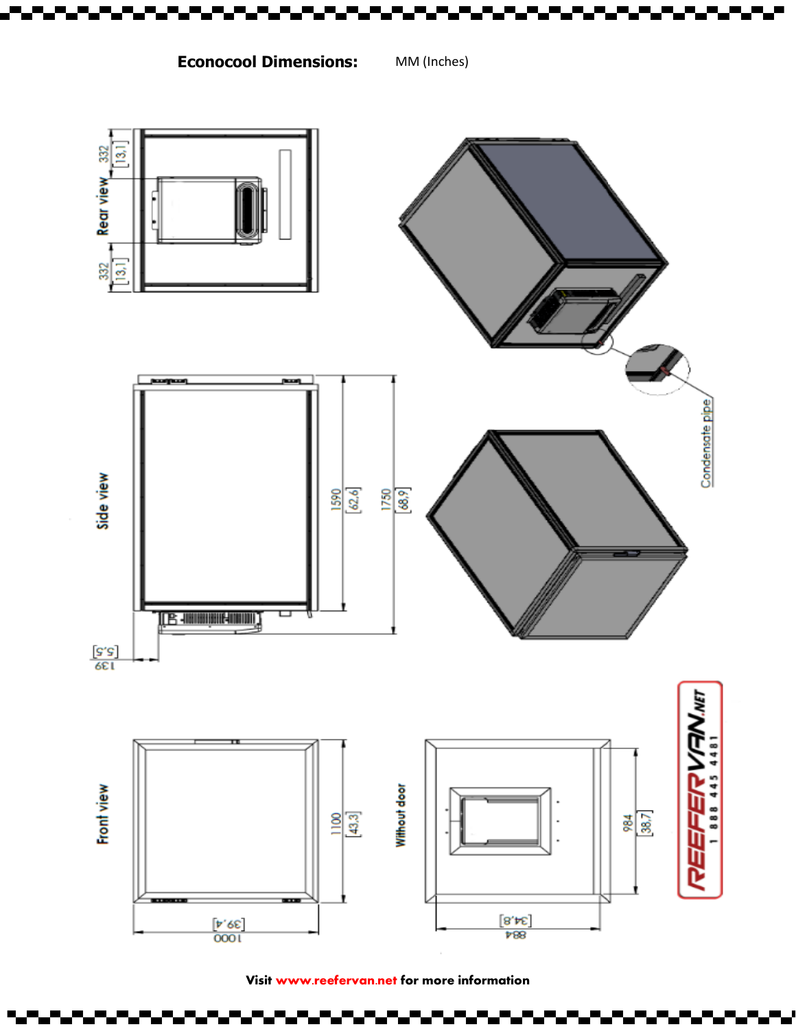**Econocool Dimensions:** MM (Inches)

Rear view

332
[13,1]

332
[13,1]

Side view

1590
[62,6]

1750
[68,9]

139
[5,5]

Condensate pipe

Front view

1100
[43,3]

1000
[39,4]

Without door

984
[38,7]

884
[34,8]

REEFERVAN.NET
1 888 445 4481

Visit www.reefervan.net for more information